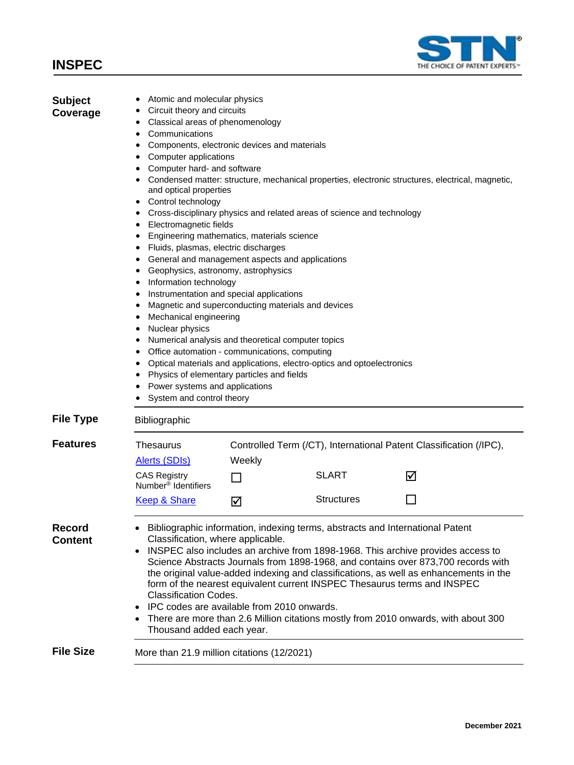# INSPEC

## Subject Coverage

- Atomic and molecular physics
- Circuit theory and circuits
- Classical areas of phenomenology
- Communications
- Components, electronic devices and materials
- Computer applications
- Computer hard- and software
- Condensed matter: structure, mechanical properties, electronic structures, electrical, magnetic, and optical properties
- Control technology
- Cross-disciplinary physics and related areas of science and technology
- Electromagnetic fields
- Engineering mathematics, materials science
- Fluids, plasmas, electric discharges
- General and management aspects and applications
- Geophysics, astronomy, astrophysics
- Information technology
- Instrumentation and special applications
- Magnetic and superconducting materials and devices
- Mechanical engineering
- Nuclear physics
- Numerical analysis and theoretical computer topics
- Office automation - communications, computing
- Optical materials and applications, electro-optics and optoelectronics
- Physics of elementary particles and fields
- Power systems and applications
- System and control theory

## File Type

Bibliographic

## Features

| | | | |
|---|---|---|---|
| Thesaurus | Controlled Term (/CT), International Patent Classification (/IPC), | | |
| Alerts (SDIs) | Weekly | | |
| CAS Registry Number® Identifiers | ☐ | SLART | ☑ |
| Keep & Share | ☑ | Structures | ☐ |

## Record Content

- Bibliographic information, indexing terms, abstracts and International Patent Classification, where applicable.
- INSPEC also includes an archive from 1898-1968. This archive provides access to Science Abstracts Journals from 1898-1968, and contains over 873,700 records with the original value-added indexing and classifications, as well as enhancements in the form of the nearest equivalent current INSPEC Thesaurus terms and INSPEC Classification Codes.
- IPC codes are available from 2010 onwards.
- There are more than 2.6 Million citations mostly from 2010 onwards, with about 300 Thousand added each year.

## File Size

More than 21.9 million citations (12/2021)

December 2021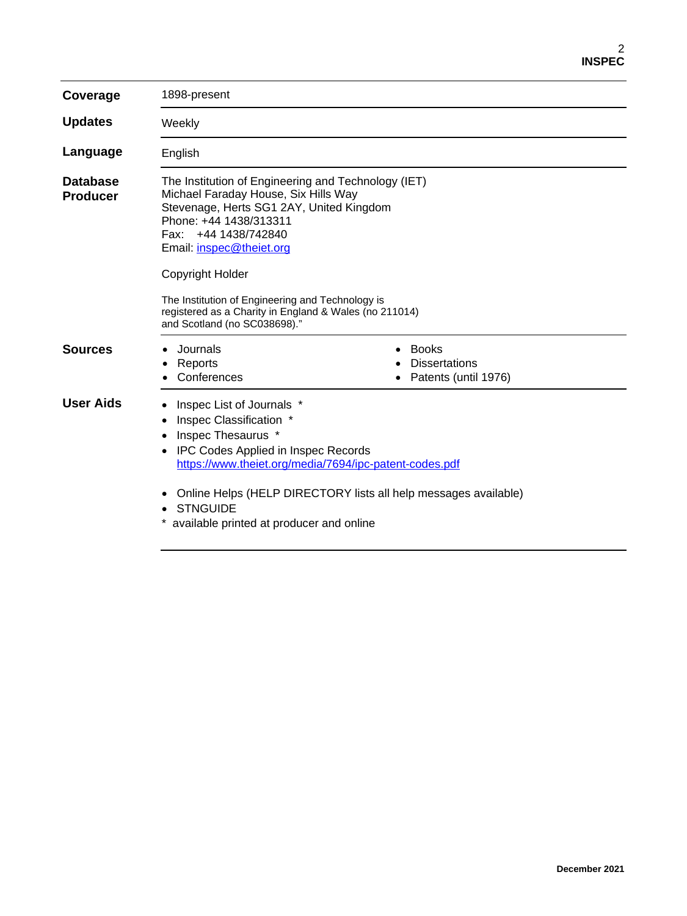| | |
|---|---|
| **Coverage** | 1898-present |
| **Updates** | Weekly |
| **Language** | English |
| **Database Producer** | The Institution of Engineering and Technology (IET)<br>Michael Faraday House, Six Hills Way<br>Stevenage, Herts SG1 2AY, United Kingdom<br>Phone: +44 1438/313311<br>Fax: +44 1438/742840<br>Email: inspec@theiet.org<br><br>Copyright Holder<br><br>The Institution of Engineering and Technology is registered as a Charity in England & Wales (no 211014) and Scotland (no SC038698)." |
| **Sources** | • Journals<br>• Reports<br>• Conferences<br>• Books<br>• Dissertations<br>• Patents (until 1976) |
| **User Aids** | • Inspec List of Journals *<br>• Inspec Classification *<br>• Inspec Thesaurus *<br>• IPC Codes Applied in Inspec Records https://www.theiet.org/media/7694/ipc-patent-codes.pdf<br><br>• Online Helps (HELP DIRECTORY lists all help messages available)<br>• STNGUIDE<br>* available printed at producer and online |

December 2021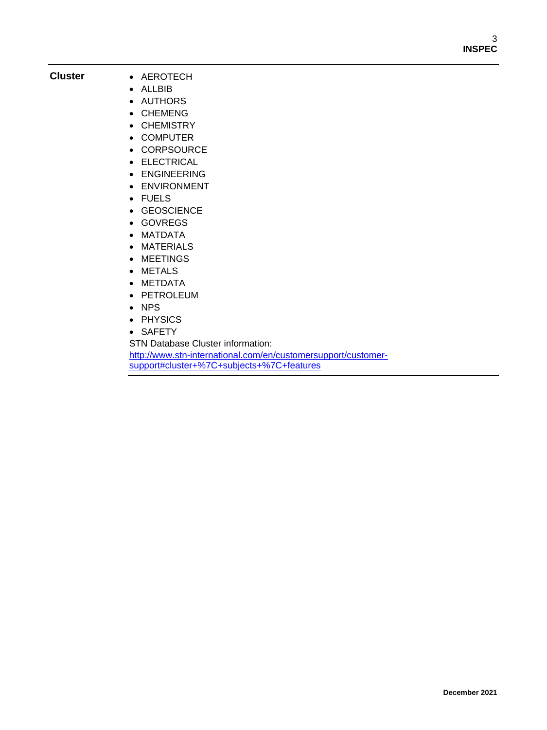**Cluster**

- AEROTECH
- ALLBIB
- AUTHORS
- CHEMENG
- CHEMISTRY
- COMPUTER
- CORPSOURCE
- ELECTRICAL
- ENGINEERING
- ENVIRONMENT
- FUELS
- GEOSCIENCE
- GOVREGS
- MATDATA
- MATERIALS
- MEETINGS
- METALS
- METDATA
- PETROLEUM
- NPS
- PHYSICS
- SAFETY

STN Database Cluster information:
[http://www.stn-international.com/en/customersupport/customer-support#cluster+%7C+subjects+%7C+features](http://www.stn-international.com/en/customersupport/customer-support#cluster+%7C+subjects+%7C+features)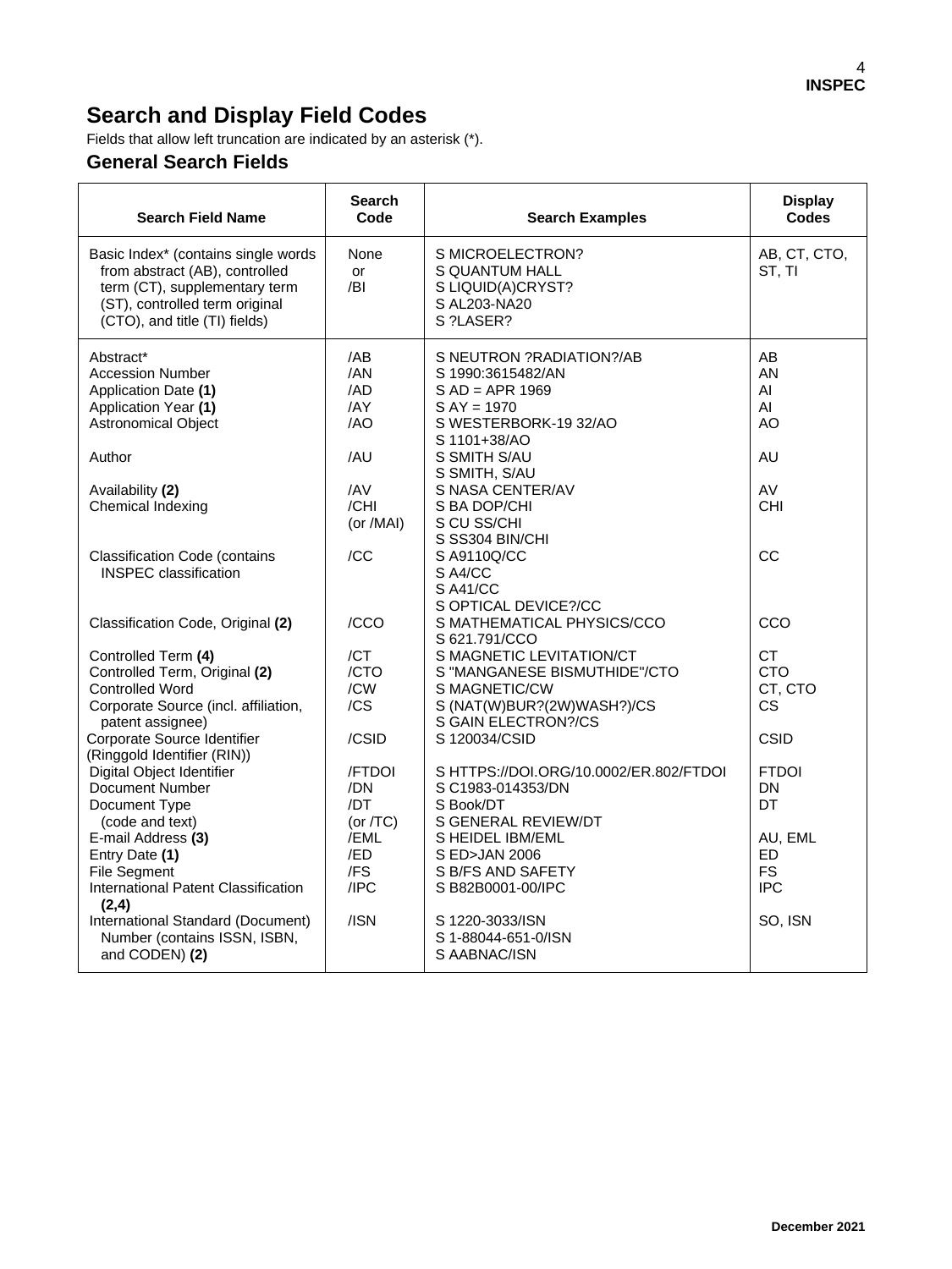## Search and Display Field Codes

Fields that allow left truncation are indicated by an asterisk (*).

### General Search Fields

| Search Field Name | Search Code | Search Examples | Display Codes |
|---|---|---|---|
| Basic Index* (contains single words from abstract (AB), controlled term (CT), supplementary term (ST), controlled term original (CTO), and title (TI) fields) | None or /BI | S MICROELECTRON?<br>S QUANTUM HALL<br>S LIQUID(A)CRYST?<br>S AL203-NA20<br>S ?LASER? | AB, CT, CTO, ST, TI |
| Abstract* | /AB | S NEUTRON ?RADIATION?/AB | AB |
| Accession Number | /AN | S 1990:3615482/AN | AN |
| Application Date **(1)** | /AD | S AD = APR 1969 | AI |
| Application Year **(1)** | /AY | S AY = 1970 | AI |
| Astronomical Object | /AO | S WESTERBORK-19 32/AO<br>S 1101+38/AO | AO |
| Author | /AU | S SMITH S/AU<br>S SMITH, S/AU | AU |
| Availability **(2)** | /AV | S NASA CENTER/AV | AV |
| Chemical Indexing | /CHI (or /MAI) | S BA DOP/CHI<br>S CU SS/CHI<br>S SS304 BIN/CHI | CHI |
| Classification Code (contains INSPEC classification | /CC | S A9110Q/CC<br>S A4/CC<br>S A41/CC<br>S OPTICAL DEVICE?/CC | CC |
| Classification Code, Original **(2)** | /CCO | S MATHEMATICAL PHYSICS/CCO<br>S 621.791/CCO | CCO |
| Controlled Term **(4)** | /CT | S MAGNETIC LEVITATION/CT | CT |
| Controlled Term, Original **(2)** | /CTO | S "MANGANESE BISMUTHIDE"/CTO | CTO |
| Controlled Word | /CW | S MAGNETIC/CW | CT, CTO |
| Corporate Source (incl. affiliation, patent assignee) | /CS | S (NAT(W)BUR?(2W)WASH?)/CS<br>S GAIN ELECTRON?/CS | CS |
| Corporate Source Identifier (Ringgold Identifier (RIN)) | /CSID | S 120034/CSID | CSID |
| Digital Object Identifier | /FTDOI | S HTTPS://DOI.ORG/10.0002/ER.802/FTDOI | FTDOI |
| Document Number | /DN | S C1983-014353/DN | DN |
| Document Type (code and text) | /DT (or /TC) | S Book/DT<br>S GENERAL REVIEW/DT | DT |
| E-mail Address **(3)** | /EML | S HEIDEL IBM/EML | AU, EML |
| Entry Date **(1)** | /ED | S ED>JAN 2006 | ED |
| File Segment | /FS | S B/FS AND SAFETY | FS |
| International Patent Classification **(2,4)** | /IPC | S B82B0001-00/IPC | IPC |
| International Standard (Document) Number (contains ISSN, ISBN, and CODEN) **(2)** | /ISN | S 1220-3033/ISN<br>S 1-88044-651-0/ISN<br>S AABNAC/ISN | SO, ISN |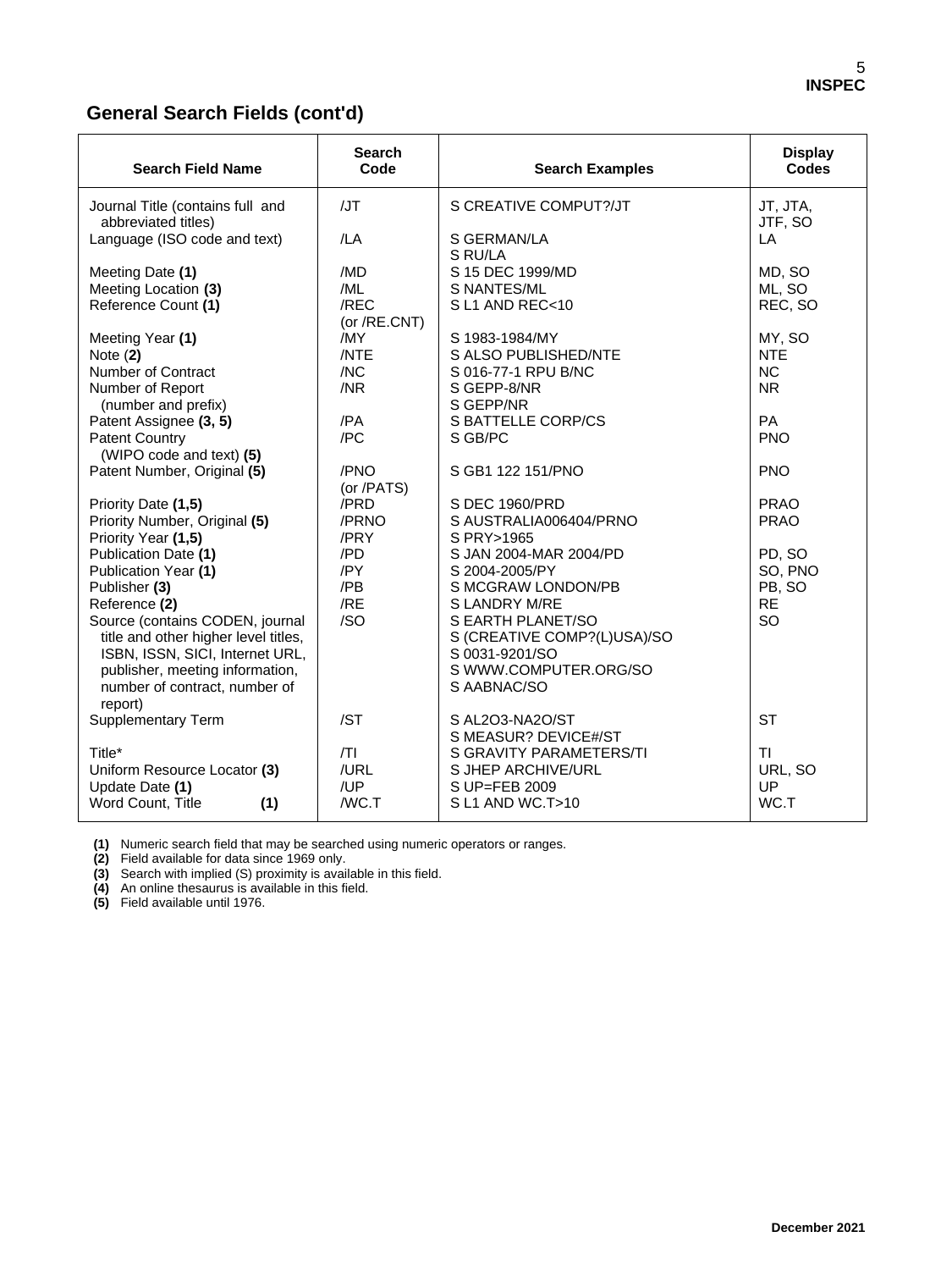## General Search Fields (cont'd)

| Search Field Name | Search Code | Search Examples | Display Codes |
|---|---|---|---|
| Journal Title (contains full and abbreviated titles) | /JT | S CREATIVE COMPUT?/JT | JT, JTA, JTF, SO |
| Language (ISO code and text) | /LA | S GERMAN/LA<br>S RU/LA | LA |
| Meeting Date **(1)** | /MD | S 15 DEC 1999/MD | MD, SO |
| Meeting Location **(3)** | /ML | S NANTES/ML | ML, SO |
| Reference Count **(1)** | /REC (or /RE.CNT) | S L1 AND REC<10 | REC, SO |
| Meeting Year **(1)** | /MY | S 1983-1984/MY | MY, SO |
| Note **(2)** | /NTE | S ALSO PUBLISHED/NTE | NTE |
| Number of Contract | /NC | S 016-77-1 RPU B/NC | NC |
| Number of Report (number and prefix) | /NR | S GEPP-8/NR<br>S GEPP/NR | NR |
| Patent Assignee **(3, 5)** | /PA | S BATTELLE CORP/CS | PA |
| Patent Country (WIPO code and text) **(5)** | /PC | S GB/PC | PNO |
| Patent Number, Original **(5)** | /PNO (or /PATS) | S GB1 122 151/PNO | PNO |
| Priority Date **(1,5)** | /PRD | S DEC 1960/PRD | PRAO |
| Priority Number, Original **(5)** | /PRNO | S AUSTRALIA006404/PRNO | PRAO |
| Priority Year **(1,5)** | /PRY | S PRY>1965 | |
| Publication Date **(1)** | /PD | S JAN 2004-MAR 2004/PD | PD, SO |
| Publication Year **(1)** | /PY | S 2004-2005/PY | SO, PNO |
| Publisher **(3)** | /PB | S MCGRAW LONDON/PB | PB, SO |
| Reference **(2)** | /RE | S LANDRY M/RE | RE |
| Source (contains CODEN, journal title and other higher level titles, ISBN, ISSN, SICI, Internet URL, publisher, meeting information, number of contract, number of report) | /SO | S EARTH PLANET/SO<br>S (CREATIVE COMP?(L)USA)/SO<br>S 0031-9201/SO<br>S WWW.COMPUTER.ORG/SO<br>S AABNAC/SO | SO |
| Supplementary Term | /ST | S AL2O3-NA2O/ST<br>S MEASUR? DEVICE#/ST | ST |
| Title* | /TI | S GRAVITY PARAMETERS/TI | TI |
| Uniform Resource Locator **(3)** | /URL | S JHEP ARCHIVE/URL | URL, SO |
| Update Date **(1)** | /UP | S UP=FEB 2009 | UP |
| Word Count, Title **(1)** | /WC.T | S L1 AND WC.T>10 | WC.T |

**(1)** Numeric search field that may be searched using numeric operators or ranges.
**(2)** Field available for data since 1969 only.
**(3)** Search with implied (S) proximity is available in this field.
**(4)** An online thesaurus is available in this field.
**(5)** Field available until 1976.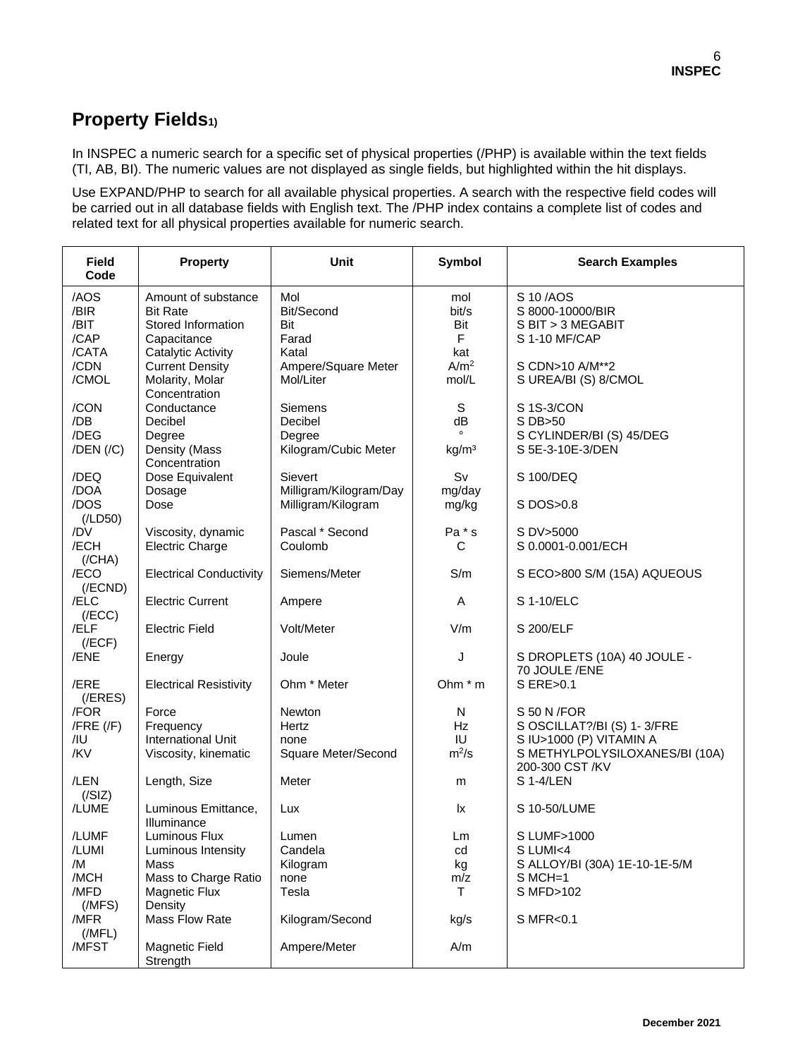## Property Fields[1)]

In INSPEC a numeric search for a specific set of physical properties (/PHP) is available within the text fields (TI, AB, BI). The numeric values are not displayed as single fields, but highlighted within the hit displays.

Use EXPAND/PHP to search for all available physical properties. A search with the respective field codes will be carried out in all database fields with English text. The /PHP index contains a complete list of codes and related text for all physical properties available for numeric search.

| Field Code | Property | Unit | Symbol | Search Examples |
|---|---|---|---|---|
| /AOS | Amount of substance | Mol | mol | S 10 /AOS |
| /BIR | Bit Rate | Bit/Second | bit/s | S 8000-10000/BIR |
| /BIT | Stored Information | Bit | Bit | S BIT > 3 MEGABIT |
| /CAP | Capacitance | Farad | F | S 1-10 MF/CAP |
| /CATA | Catalytic Activity | Katal | kat | |
| /CDN | Current Density | Ampere/Square Meter | $A/m^2$ | S CDN>10 A/M**2 |
| /CMOL | Molarity, Molar Concentration | Mol/Liter | mol/L | S UREA/BI (S) 8/CMOL |
| /CON | Conductance | Siemens | S | S 1S-3/CON |
| /DB | Decibel | Decibel | dB | S DB>50 |
| /DEG | Degree | Degree | ° | S CYLINDER/BI (S) 45/DEG |
| /DEN (/C) | Density (Mass Concentration | Kilogram/Cubic Meter | $kg/m^3$ | S 5E-3-10E-3/DEN |
| /DEQ | Dose Equivalent | Sievert | Sv | S 100/DEQ |
| /DOA | Dosage | Milligram/Kilogram/Day | mg/day | |
| /DOS (/LD50) | Dose | Milligram/Kilogram | mg/kg | S DOS>0.8 |
| /DV | Viscosity, dynamic | Pascal * Second | Pa * s | S DV>5000 |
| /ECH (/CHA) | Electric Charge | Coulomb | C | S 0.0001-0.001/ECH |
| /ECO (/ECND) | Electrical Conductivity | Siemens/Meter | S/m | S ECO>800 S/M (15A) AQUEOUS |
| /ELC (/ECC) | Electric Current | Ampere | A | S 1-10/ELC |
| /ELF (/ECF) | Electric Field | Volt/Meter | V/m | S 200/ELF |
| /ENE | Energy | Joule | J | S DROPLETS (10A) 40 JOULE - 70 JOULE /ENE |
| /ERE (/ERES) | Electrical Resistivity | Ohm * Meter | Ohm * m | S ERE>0.1 |
| /FOR | Force | Newton | N | S 50 N /FOR |
| /FRE (/F) | Frequency | Hertz | Hz | S OSCILLAT?/BI (S) 1- 3/FRE |
| /IU | International Unit | none | IU | S IU>1000 (P) VITAMIN A |
| /KV | Viscosity, kinematic | Square Meter/Second | $m^2/s$ | S METHYLPOLYSILOXANES/BI (10A) 200-300 CST /KV |
| /LEN (/SIZ) | Length, Size | Meter | m | S 1-4/LEN |
| /LUME | Luminous Emittance, Illuminance | Lux | lx | S 10-50/LUME |
| /LUMF | Luminous Flux | Lumen | Lm | S LUMF>1000 |
| /LUMI | Luminous Intensity | Candela | cd | S LUMI<4 |
| /M | Mass | Kilogram | kg | S ALLOY/BI (30A) 1E-10-1E-5/M |
| /MCH | Mass to Charge Ratio | none | m/z | S MCH=1 |
| /MFD (/MFS) | Magnetic Flux Density | Tesla | T | S MFD>102 |
| /MFR (/MFL) | Mass Flow Rate | Kilogram/Second | kg/s | S MFR<0.1 |
| /MFST | Magnetic Field Strength | Ampere/Meter | A/m | |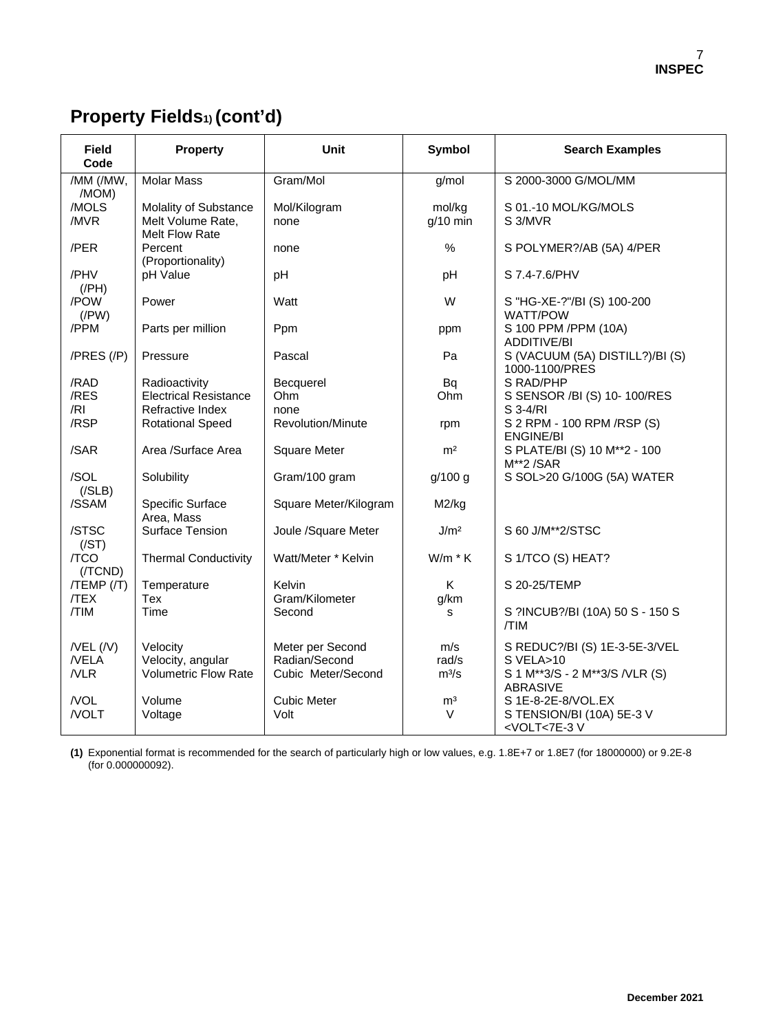## Property Fields[1] (cont'd)

| Field Code | Property | Unit | Symbol | Search Examples |
|---|---|---|---|---|
| /MM (/MW, /MOM) | Molar Mass | Gram/Mol | g/mol | S 2000-3000 G/MOL/MM |
| /MOLS | Molality of Substance | Mol/Kilogram | mol/kg | S 01.-10 MOL/KG/MOLS |
| /MVR | Melt Volume Rate, Melt Flow Rate | none | g/10 min | S 3/MVR |
| /PER | Percent (Proportionality) | none | % | S POLYMER?/AB (5A) 4/PER |
| /PHV (/PH) | pH Value | pH | pH | S 7.4-7.6/PHV |
| /POW (/PW) | Power | Watt | W | S "HG-XE-?"/BI (S) 100-200 WATT/POW |
| /PPM | Parts per million | Ppm | ppm | S 100 PPM /PPM (10A) ADDITIVE/BI |
| /PRES (/P) | Pressure | Pascal | Pa | S (VACUUM (5A) DISTILL?)/BI (S) 1000-1100/PRES |
| /RAD | Radioactivity | Becquerel | Bq | S RAD/PHP |
| /RES | Electrical Resistance | Ohm | Ohm | S SENSOR /BI (S) 10- 100/RES |
| /RI | Refractive Index | none | | S 3-4/RI |
| /RSP | Rotational Speed | Revolution/Minute | rpm | S 2 RPM - 100 RPM /RSP (S) ENGINE/BI |
| /SAR | Area /Surface Area | Square Meter | m² | S PLATE/BI (S) 10 M**2 - 100 M**2 /SAR |
| /SOL (/SLB) | Solubility | Gram/100 gram | g/100 g | S SOL>20 G/100G (5A) WATER |
| /SSAM | Specific Surface Area, Mass | Square Meter/Kilogram | M2/kg | |
| /STSC (/ST) | Surface Tension | Joule /Square Meter | J/m² | S 60 J/M**2/STSC |
| /TCO (/TCND) | Thermal Conductivity | Watt/Meter * Kelvin | W/m * K | S 1/TCO (S) HEAT? |
| /TEMP (/T) | Temperature | Kelvin | K | S 20-25/TEMP |
| /TEX | Tex | Gram/Kilometer | g/km | |
| /TIM | Time | Second | s | S ?INCUB?/BI (10A) 50 S - 150 S /TIM |
| /VEL (/V) | Velocity | Meter per Second | m/s | S REDUC?/BI (S) 1E-3-5E-3/VEL |
| /VELA | Velocity, angular | Radian/Second | rad/s | S VELA>10 |
| /VLR | Volumetric Flow Rate | Cubic Meter/Second | m³/s | S 1 M**3/S - 2 M**3/S /VLR (S) ABRASIVE |
| /VOL | Volume | Cubic Meter | m³ | S 1E-8-2E-8/VOL.EX |
| /VOLT | Voltage | Volt | V | S TENSION/BI (10A) 5E-3 V <VOLT<7E-3 V |

**(1)** Exponential format is recommended for the search of particularly high or low values, e.g. 1.8E+7 or 1.8E7 (for 18000000) or 9.2E-8 (for 0.000000092).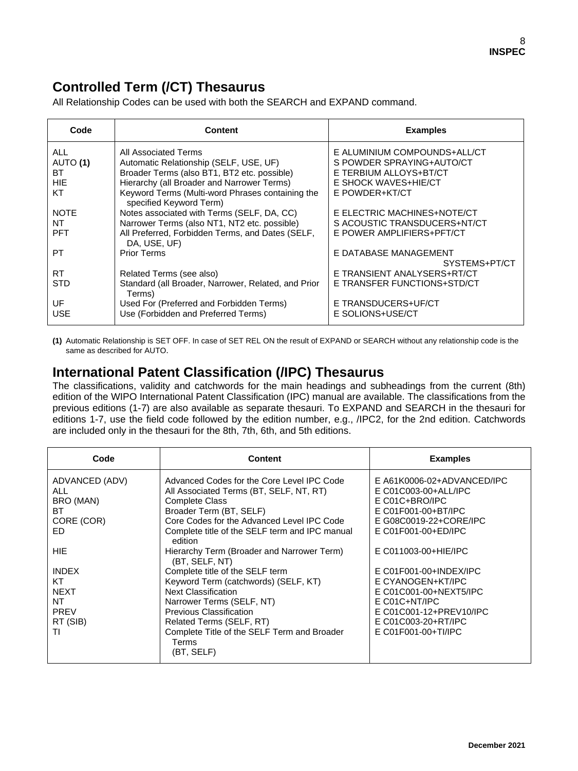## Controlled Term (/CT) Thesaurus

All Relationship Codes can be used with both the SEARCH and EXPAND command.

| Code | Content | Examples |
|---|---|---|
| ALL | All Associated Terms | E ALUMINIUM COMPOUNDS+ALL/CT |
| AUTO **(1)** | Automatic Relationship (SELF, USE, UF) | S POWDER SPRAYING+AUTO/CT |
| BT | Broader Terms (also BT1, BT2 etc. possible) | E TERBIUM ALLOYS+BT/CT |
| HIE | Hierarchy (all Broader and Narrower Terms) | E SHOCK WAVES+HIE/CT |
| KT | Keyword Terms (Multi-word Phrases containing the specified Keyword Term) | E POWDER+KT/CT |
| NOTE | Notes associated with Terms (SELF, DA, CC) | E ELECTRIC MACHINES+NOTE/CT |
| NT | Narrower Terms (also NT1, NT2 etc. possible) | S ACOUSTIC TRANSDUCERS+NT/CT |
| PFT | All Preferred, Forbidden Terms, and Dates (SELF, DA, USE, UF) | E POWER AMPLIFIERS+PFT/CT |
| PT | Prior Terms | E DATABASE MANAGEMENT SYSTEMS+PT/CT |
| RT | Related Terms (see also) | E TRANSIENT ANALYSERS+RT/CT |
| STD | Standard (all Broader, Narrower, Related, and Prior Terms) | E TRANSFER FUNCTIONS+STD/CT |
| UF | Used For (Preferred and Forbidden Terms) | E TRANSDUCERS+UF/CT |
| USE | Use (Forbidden and Preferred Terms) | E SOLIONS+USE/CT |

**(1)** Automatic Relationship is SET OFF. In case of SET REL ON the result of EXPAND or SEARCH without any relationship code is the same as described for AUTO.

## International Patent Classification (/IPC) Thesaurus

The classifications, validity and catchwords for the main headings and subheadings from the current (8th) edition of the WIPO International Patent Classification (IPC) manual are available. The classifications from the previous editions (1-7) are also available as separate thesauri. To EXPAND and SEARCH in the thesauri for editions 1-7, use the field code followed by the edition number, e.g., /IPC2, for the 2nd edition. Catchwords are included only in the thesauri for the 8th, 7th, 6th, and 5th editions.

| Code | Content | Examples |
|---|---|---|
| ADVANCED (ADV) | Advanced Codes for the Core Level IPC Code | E A61K0006-02+ADVANCED/IPC |
| ALL | All Associated Terms (BT, SELF, NT, RT) | E C01C003-00+ALL/IPC |
| BRO (MAN) | Complete Class | E C01C+BRO/IPC |
| BT | Broader Term (BT, SELF) | E C01F001-00+BT/IPC |
| CORE (COR) | Core Codes for the Advanced Level IPC Code | E G08C0019-22+CORE/IPC |
| ED | Complete title of the SELF term and IPC manual edition | E C01F001-00+ED/IPC |
| HIE | Hierarchy Term (Broader and Narrower Term) (BT, SELF, NT) | E C011003-00+HIE/IPC |
| INDEX | Complete title of the SELF term | E C01F001-00+INDEX/IPC |
| KT | Keyword Term (catchwords) (SELF, KT) | E CYANOGEN+KT/IPC |
| NEXT | Next Classification | E C01C001-00+NEXT5/IPC |
| NT | Narrower Terms (SELF, NT) | E C01C+NT/IPC |
| PREV | Previous Classification | E C01C001-12+PREV10/IPC |
| RT (SIB) | Related Terms (SELF, RT) | E C01C003-20+RT/IPC |
| TI | Complete Title of the SELF Term and Broader Terms (BT, SELF) | E C01F001-00+TI/IPC |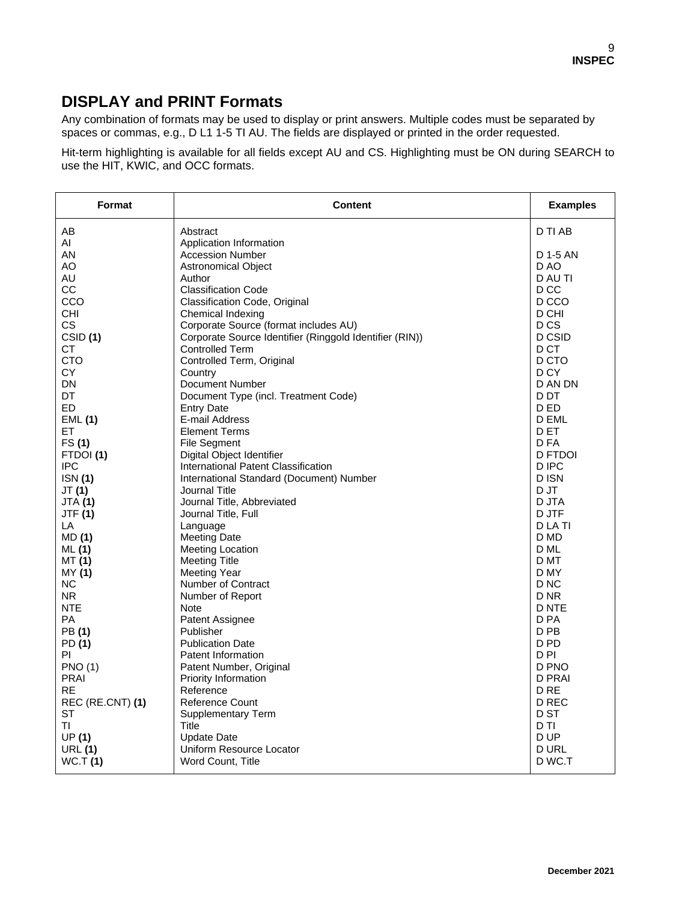## DISPLAY and PRINT Formats

Any combination of formats may be used to display or print answers. Multiple codes must be separated by spaces or commas, e.g., D L1 1-5 TI AU. The fields are displayed or printed in the order requested.

Hit-term highlighting is available for all fields except AU and CS. Highlighting must be ON during SEARCH to use the HIT, KWIC, and OCC formats.

| Format | Content | Examples |
|---|---|---|
| AB | Abstract | D TI AB |
| AI | Application Information | |
| AN | Accession Number | D 1-5 AN |
| AO | Astronomical Object | D AO |
| AU | Author | D AU TI |
| CC | Classification Code | D CC |
| CCO | Classification Code, Original | D CCO |
| CHI | Chemical Indexing | D CHI |
| CS | Corporate Source (format includes AU) | D CS |
| CSID **(1)** | Corporate Source Identifier (Ringgold Identifier (RIN)) | D CSID |
| CT | Controlled Term | D CT |
| CTO | Controlled Term, Original | D CTO |
| CY | Country | D CY |
| DN | Document Number | D AN DN |
| DT | Document Type (incl. Treatment Code) | D DT |
| ED | Entry Date | D ED |
| EML **(1)** | E-mail Address | D EML |
| ET | Element Terms | D ET |
| FS **(1)** | File Segment | D FA |
| FTDOI **(1)** | Digital Object Identifier | D FTDOI |
| IPC | International Patent Classification | D IPC |
| ISN **(1)** | International Standard (Document) Number | D ISN |
| JT **(1)** | Journal Title | D JT |
| JTA **(1)** | Journal Title, Abbreviated | D JTA |
| JTF **(1)** | Journal Title, Full | D JTF |
| LA | Language | D LA TI |
| MD **(1)** | Meeting Date | D MD |
| ML **(1)** | Meeting Location | D ML |
| MT **(1)** | Meeting Title | D MT |
| MY **(1)** | Meeting Year | D MY |
| NC | Number of Contract | D NC |
| NR | Number of Report | D NR |
| NTE | Note | D NTE |
| PA | Patent Assignee | D PA |
| PB **(1)** | Publisher | D PB |
| PD **(1)** | Publication Date | D PD |
| PI | Patent Information | D PI |
| PNO (1) | Patent Number, Original | D PNO |
| PRAI | Priority Information | D PRAI |
| RE | Reference | D RE |
| REC (RE.CNT) **(1)** | Reference Count | D REC |
| ST | Supplementary Term | D ST |
| TI | Title | D TI |
| UP **(1)** | Update Date | D UP |
| URL **(1)** | Uniform Resource Locator | D URL |
| WC.T **(1)** | Word Count, Title | D WC.T |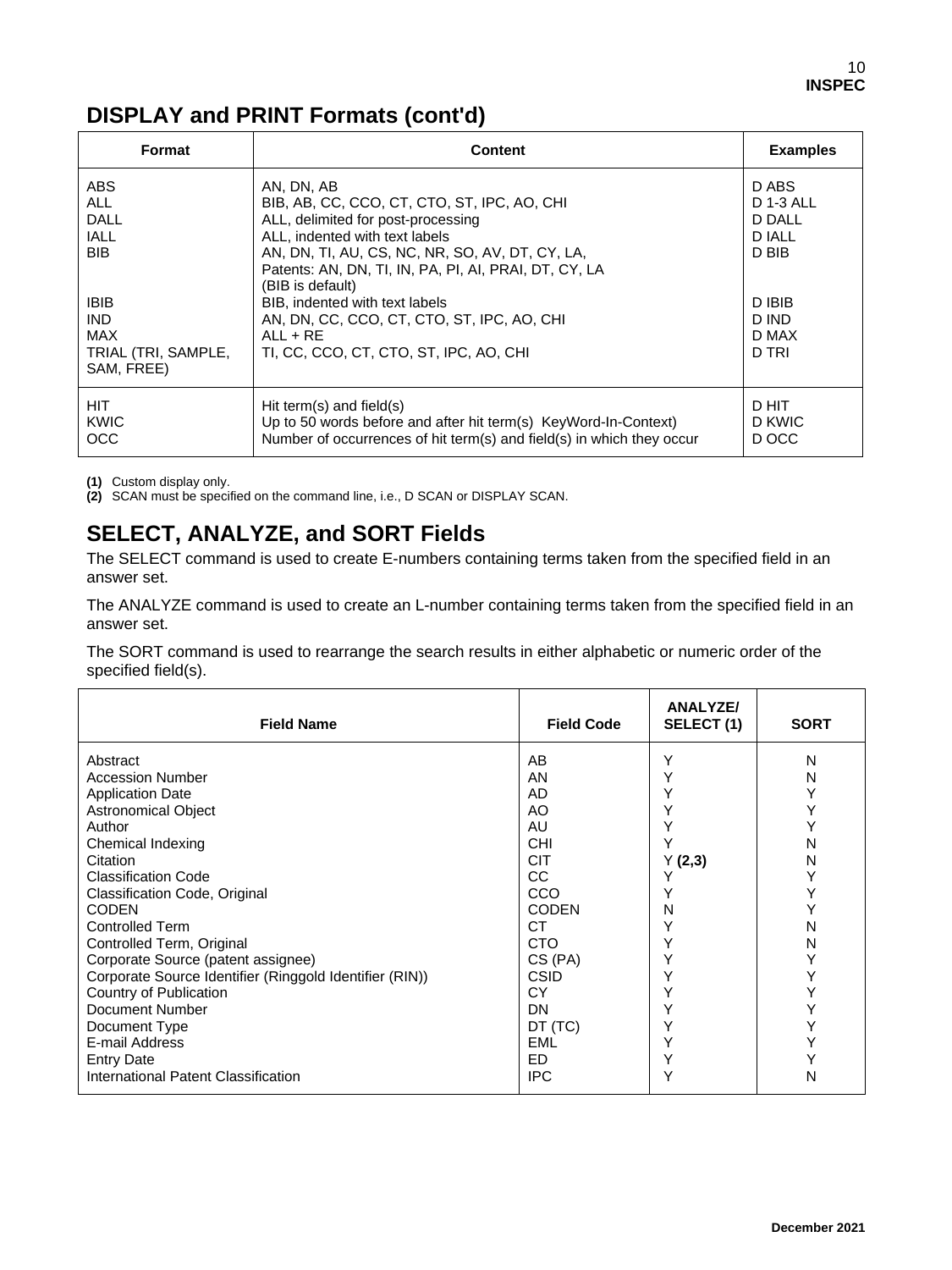## DISPLAY and PRINT Formats (cont'd)

| Format | Content | Examples |
|---|---|---|
| ABS | AN, DN, AB | D ABS |
| ALL | BIB, AB, CC, CCO, CT, CTO, ST, IPC, AO, CHI | D 1-3 ALL |
| DALL | ALL, delimited for post-processing | D DALL |
| IALL | ALL, indented with text labels | D IALL |
| BIB | AN, DN, TI, AU, CS, NC, NR, SO, AV, DT, CY, LA, Patents: AN, DN, TI, IN, PA, PI, AI, PRAI, DT, CY, LA (BIB is default) | D BIB |
| IBIB | BIB, indented with text labels | D IBIB |
| IND | AN, DN, CC, CCO, CT, CTO, ST, IPC, AO, CHI | D IND |
| MAX | ALL + RE | D MAX |
| TRIAL (TRI, SAMPLE, SAM, FREE) | TI, CC, CCO, CT, CTO, ST, IPC, AO, CHI | D TRI |
| HIT | Hit term(s) and field(s) | D HIT |
| KWIC | Up to 50 words before and after hit term(s) KeyWord-In-Context) | D KWIC |
| OCC | Number of occurrences of hit term(s) and field(s) in which they occur | D OCC |

**(1)** Custom display only.
**(2)** SCAN must be specified on the command line, i.e., D SCAN or DISPLAY SCAN.

## SELECT, ANALYZE, and SORT Fields

The SELECT command is used to create E-numbers containing terms taken from the specified field in an answer set.

The ANALYZE command is used to create an L-number containing terms taken from the specified field in an answer set.

The SORT command is used to rearrange the search results in either alphabetic or numeric order of the specified field(s).

| Field Name | Field Code | ANALYZE/ SELECT (1) | SORT |
|---|---|---|---|
| Abstract | AB | Y | N |
| Accession Number | AN | Y | N |
| Application Date | AD | Y | Y |
| Astronomical Object | AO | Y | Y |
| Author | AU | Y | Y |
| Chemical Indexing | CHI | Y | N |
| Citation | CIT | Y **(2,3)** | N |
| Classification Code | CC | Y | Y |
| Classification Code, Original | CCO | Y | Y |
| CODEN | CODEN | N | Y |
| Controlled Term | CT | Y | N |
| Controlled Term, Original | CTO | Y | N |
| Corporate Source (patent assignee) | CS (PA) | Y | Y |
| Corporate Source Identifier (Ringgold Identifier (RIN)) | CSID | Y | Y |
| Country of Publication | CY | Y | Y |
| Document Number | DN | Y | Y |
| Document Type | DT (TC) | Y | Y |
| E-mail Address | EML | Y | Y |
| Entry Date | ED | Y | Y |
| International Patent Classification | IPC | Y | N |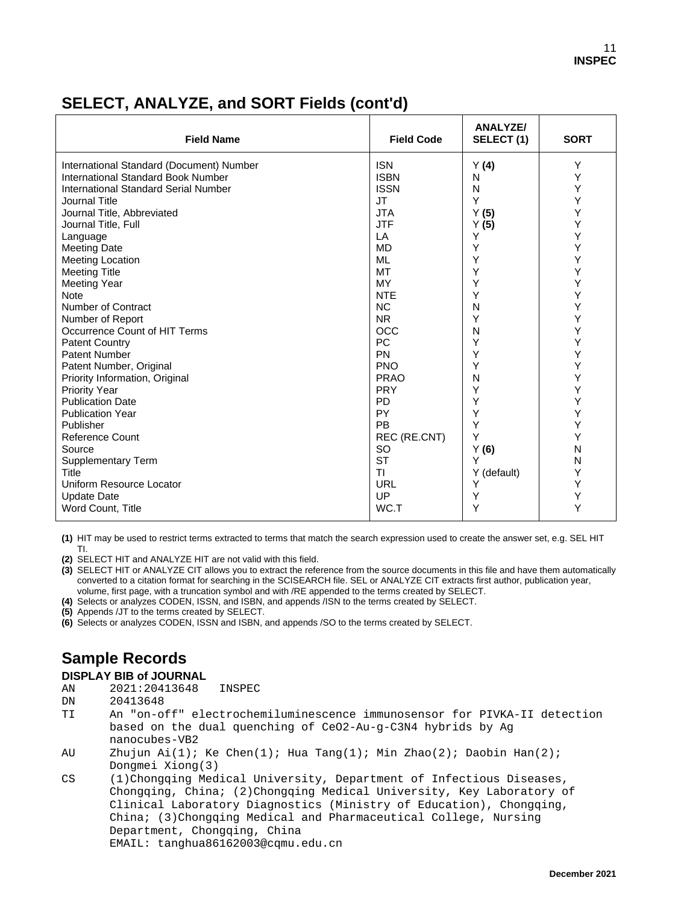## SELECT, ANALYZE, and SORT Fields (cont'd)

| Field Name | Field Code | ANALYZE/ SELECT (1) | SORT |
|---|---|---|---|
| International Standard (Document) Number | ISN | Y **(4)** | Y |
| International Standard Book Number | ISBN | N | Y |
| International Standard Serial Number | ISSN | N | Y |
| Journal Title | JT | Y | Y |
| Journal Title, Abbreviated | JTA | Y **(5)** | Y |
| Journal Title, Full | JTF | Y **(5)** | Y |
| Language | LA | Y | Y |
| Meeting Date | MD | Y | Y |
| Meeting Location | ML | Y | Y |
| Meeting Title | MT | Y | Y |
| Meeting Year | MY | Y | Y |
| Note | NTE | Y | Y |
| Number of Contract | NC | N | Y |
| Number of Report | NR | Y | Y |
| Occurrence Count of HIT Terms | OCC | N | Y |
| Patent Country | PC | Y | Y |
| Patent Number | PN | Y | Y |
| Patent Number, Original | PNO | Y | Y |
| Priority Information, Original | PRAO | N | Y |
| Priority Year | PRY | Y | Y |
| Publication Date | PD | Y | Y |
| Publication Year | PY | Y | Y |
| Publisher | PB | Y | Y |
| Reference Count | REC (RE.CNT) | Y | Y |
| Source | SO | Y **(6)** | N |
| Supplementary Term | ST | Y | N |
| Title | TI | Y (default) | Y |
| Uniform Resource Locator | URL | Y | Y |
| Update Date | UP | Y | Y |
| Word Count, Title | WC.T | Y | Y |

**(1)** HIT may be used to restrict terms extracted to terms that match the search expression used to create the answer set, e.g. SEL HIT TI.
**(2)** SELECT HIT and ANALYZE HIT are not valid with this field.
**(3)** SELECT HIT or ANALYZE CIT allows you to extract the reference from the source documents in this file and have them automatically converted to a citation format for searching in the SCISEARCH file. SEL or ANALYZE CIT extracts first author, publication year, volume, first page, with a truncation symbol and with /RE appended to the terms created by SELECT.
**(4)** Selects or analyzes CODEN, ISSN, and ISBN, and appends /ISN to the terms created by SELECT.
**(5)** Appends /JT to the terms created by SELECT.
**(6)** Selects or analyzes CODEN, ISSN and ISBN, and appends /SO to the terms created by SELECT.

## Sample Records

**DISPLAY BIB of JOURNAL**

```
AN     2021:20413648   INSPEC
DN     20413648
TI     An "on-off" electrochemiluminescence immunosensor for PIVKA-II detection
       based on the dual quenching of CeO2-Au-g-C3N4 hybrids by Ag
       nanocubes-VB2
AU     Zhujun Ai(1); Ke Chen(1); Hua Tang(1); Min Zhao(2); Daobin Han(2);
       Dongmei Xiong(3)
CS     (1)Chongqing Medical University, Department of Infectious Diseases,
       Chongqing, China; (2)Chongqing Medical University, Key Laboratory of
       Clinical Laboratory Diagnostics (Ministry of Education), Chongqing,
       China; (3)Chongqing Medical and Pharmaceutical College, Nursing
       Department, Chongqing, China
       EMAIL: tanghua86162003@cqmu.edu.cn
```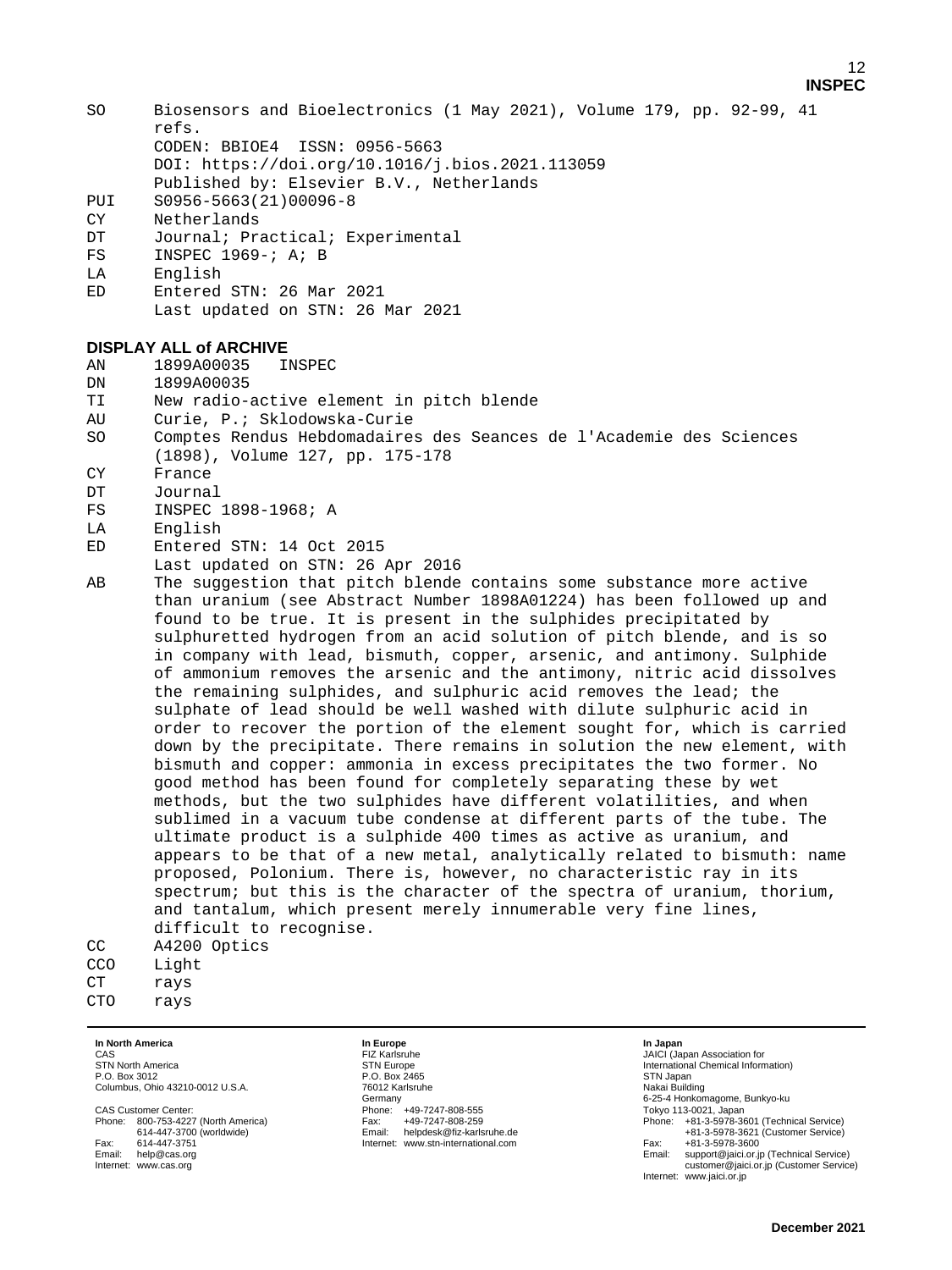SO      Biosensors and Bioelectronics (1 May 2021), Volume 179, pp. 92-99, 41 refs.
        CODEN: BBIOE4  ISSN: 0956-5663
        DOI: https://doi.org/10.1016/j.bios.2021.113059
        Published by: Elsevier B.V., Netherlands
PUI     S0956-5663(21)00096-8
CY      Netherlands
DT      Journal; Practical; Experimental
FS      INSPEC 1969-; A; B
LA      English
ED      Entered STN: 26 Mar 2021
        Last updated on STN: 26 Mar 2021

**DISPLAY ALL of ARCHIVE**

AN      1899A00035   INSPEC
DN      1899A00035
TI      New radio-active element in pitch blende
AU      Curie, P.; Sklodowska-Curie
SO      Comptes Rendus Hebdomadaires des Seances de l'Academie des Sciences (1898), Volume 127, pp. 175-178
CY      France
DT      Journal
FS      INSPEC 1898-1968; A
LA      English
ED      Entered STN: 14 Oct 2015
        Last updated on STN: 26 Apr 2016
AB      The suggestion that pitch blende contains some substance more active than uranium (see Abstract Number 1898A01224) has been followed up and found to be true. It is present in the sulphides precipitated by sulphuretted hydrogen from an acid solution of pitch blende, and is so in company with lead, bismuth, copper, arsenic, and antimony. Sulphide of ammonium removes the arsenic and the antimony, nitric acid dissolves the remaining sulphides, and sulphuric acid removes the lead; the sulphate of lead should be well washed with dilute sulphuric acid in order to recover the portion of the element sought for, which is carried down by the precipitate. There remains in solution the new element, with bismuth and copper: ammonia in excess precipitates the two former. No good method has been found for completely separating these by wet methods, but the two sulphides have different volatilities, and when sublimed in a vacuum tube condense at different parts of the tube. The ultimate product is a sulphide 400 times as active as uranium, and appears to be that of a new metal, analytically related to bismuth: name proposed, Polonium. There is, however, no characteristic ray in its spectrum; but this is the character of the spectra of uranium, thorium, and tantalum, which present merely innumerable very fine lines, difficult to recognise.
CC      A4200 Optics
CCO     Light
CT      rays
CTO     rays

**In North America**
CAS
STN North America
P.O. Box 3012
Columbus, Ohio 43210-0012 U.S.A.

CAS Customer Center:
Phone: 800-753-4227 (North America)
614-447-3700 (worldwide)
Fax: 614-447-3751
Email: help@cas.org
Internet: www.cas.org

**In Europe**
FIZ Karlsruhe
STN Europe
P.O. Box 2465
76012 Karlsruhe
Germany
Phone: +49-7247-808-555
Fax: +49-7247-808-259
Email: helpdesk@fiz-karlsruhe.de
Internet: www.stn-international.com

**In Japan**
JAICI (Japan Association for International Chemical Information)
STN Japan
Nakai Building
6-25-4 Honkomagome, Bunkyo-ku
Tokyo 113-0021, Japan
Phone: +81-3-5978-3601 (Technical Service)
+81-3-5978-3621 (Customer Service)
Fax: +81-3-5978-3600
Email: support@jaici.or.jp (Technical Service)
customer@jaici.or.jp (Customer Service)
Internet: www.jaici.or.jp